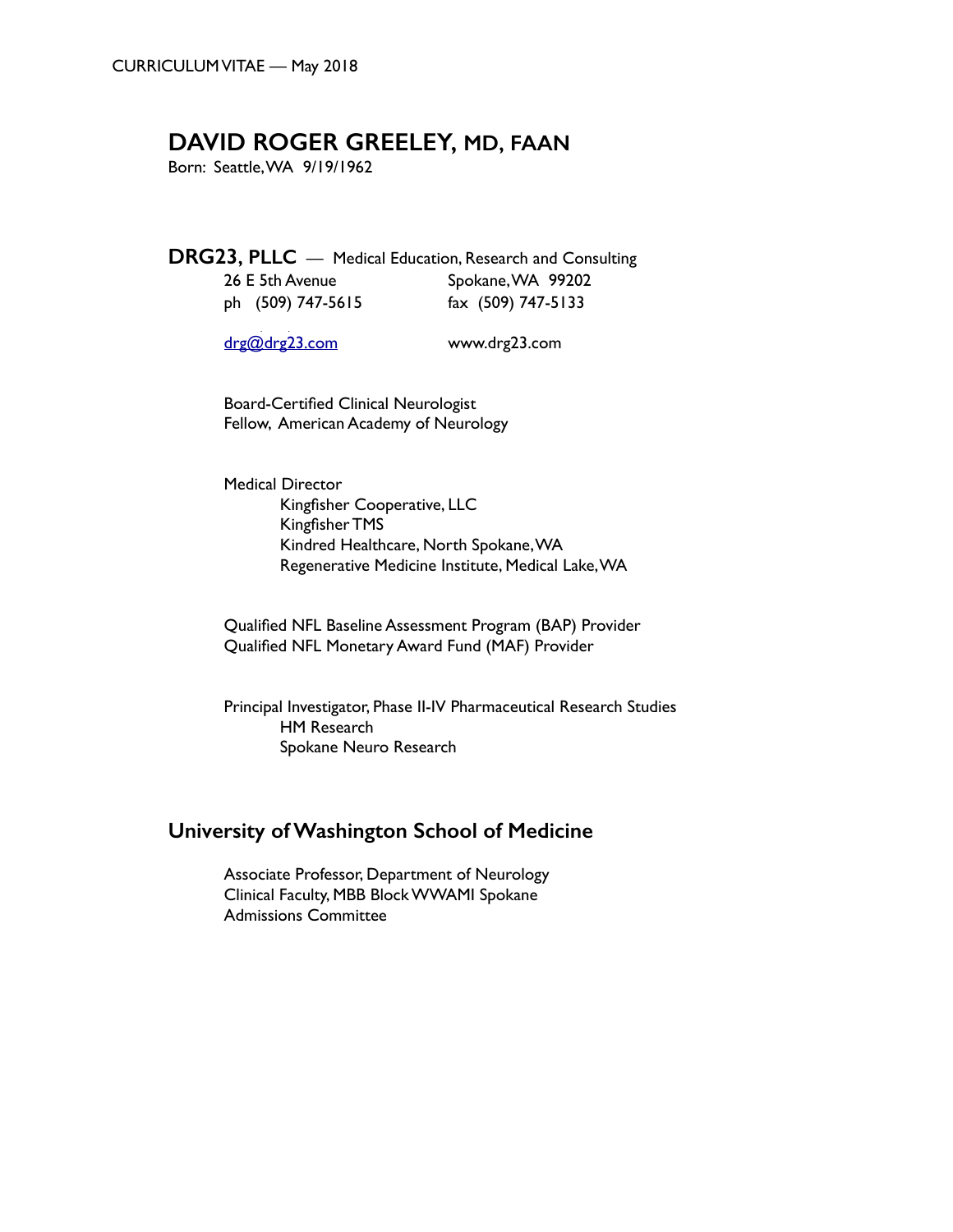CURRICULUM VITAE — May 2018

# DAVID ROGER GREELEY, MD, FAAN

Born: Seattle, WA 9/19/1962

## DRG23, PLLC — Medical Education, Research and Consulting

26 E 5th Avenue
Spokane, WA 99202
ph (509) 747-5615
fax (509) 747-5133

drg@drg23.com
www.drg23.com

Board-Certified Clinical Neurologist
Fellow, American Academy of Neurology

Medical Director
- Kingfisher Cooperative, LLC
- Kingfisher TMS
- Kindred Healthcare, North Spokane, WA
- Regenerative Medicine Institute, Medical Lake, WA

Qualified NFL Baseline Assessment Program (BAP) Provider
Qualified NFL Monetary Award Fund (MAF) Provider

Principal Investigator, Phase II-IV Pharmaceutical Research Studies
- HM Research
- Spokane Neuro Research

## University of Washington School of Medicine

Associate Professor, Department of Neurology
Clinical Faculty, MBB Block WWAMI Spokane
Admissions Committee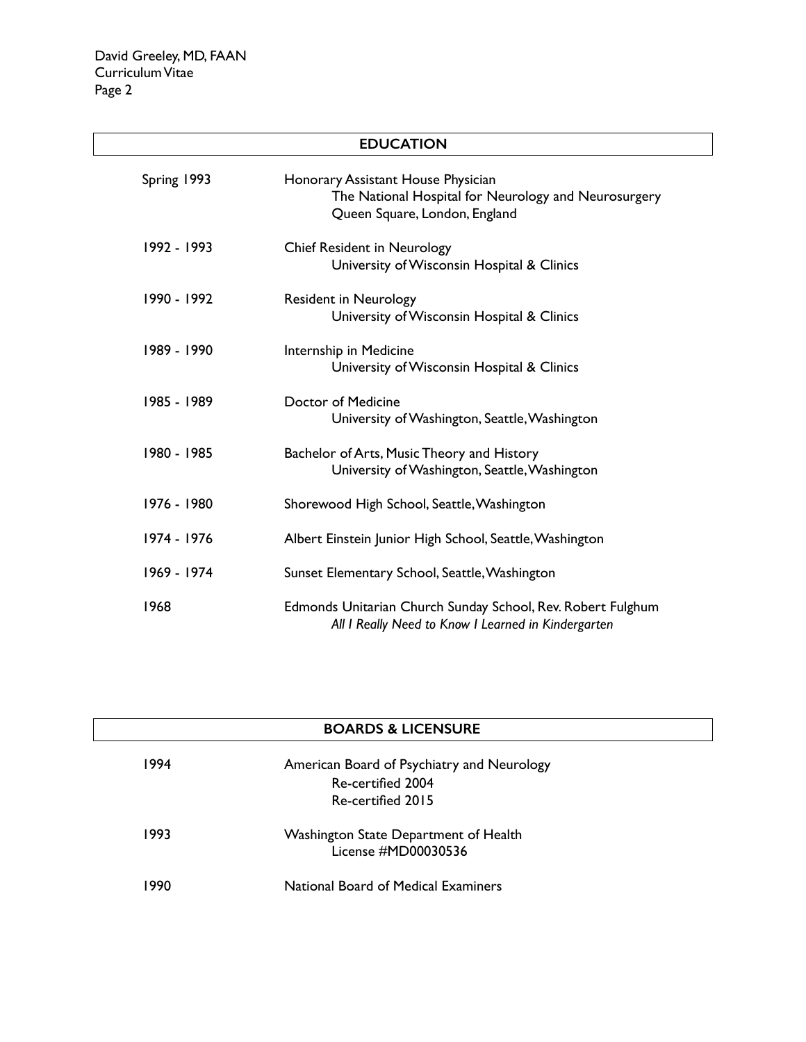## EDUCATION

| | |
|---|---|
| Spring 1993 | Honorary Assistant House Physician<br>The National Hospital for Neurology and Neurosurgery<br>Queen Square, London, England |
| 1992 - 1993 | Chief Resident in Neurology<br>University of Wisconsin Hospital & Clinics |
| 1990 - 1992 | Resident in Neurology<br>University of Wisconsin Hospital & Clinics |
| 1989 - 1990 | Internship in Medicine<br>University of Wisconsin Hospital & Clinics |
| 1985 - 1989 | Doctor of Medicine<br>University of Washington, Seattle, Washington |
| 1980 - 1985 | Bachelor of Arts, Music Theory and History<br>University of Washington, Seattle, Washington |
| 1976 - 1980 | Shorewood High School, Seattle, Washington |
| 1974 - 1976 | Albert Einstein Junior High School, Seattle, Washington |
| 1969 - 1974 | Sunset Elementary School, Seattle, Washington |
| 1968 | Edmonds Unitarian Church Sunday School, Rev. Robert Fulghum<br>*All I Really Need to Know I Learned in Kindergarten* |

## BOARDS & LICENSURE

| | |
|---|---|
| 1994 | American Board of Psychiatry and Neurology<br>Re-certified 2004<br>Re-certified 2015 |
| 1993 | Washington State Department of Health<br>License #MD00030536 |
| 1990 | National Board of Medical Examiners |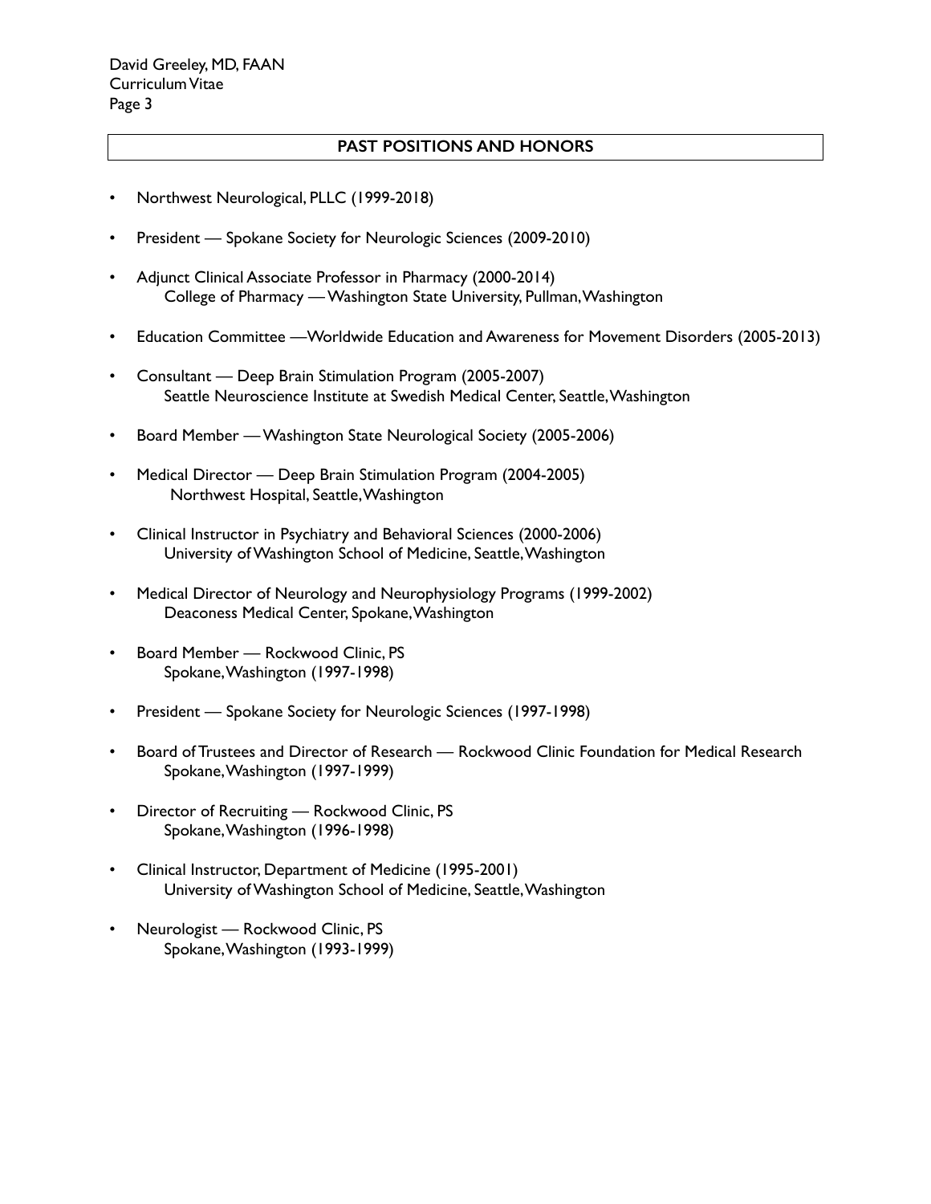## PAST POSITIONS AND HONORS

- Northwest Neurological, PLLC (1999-2018)
- President — Spokane Society for Neurologic Sciences (2009-2010)
- Adjunct Clinical Associate Professor in Pharmacy (2000-2014)
  College of Pharmacy — Washington State University, Pullman, Washington
- Education Committee —Worldwide Education and Awareness for Movement Disorders (2005-2013)
- Consultant — Deep Brain Stimulation Program (2005-2007)
  Seattle Neuroscience Institute at Swedish Medical Center, Seattle, Washington
- Board Member — Washington State Neurological Society (2005-2006)
- Medical Director — Deep Brain Stimulation Program (2004-2005)
  Northwest Hospital, Seattle, Washington
- Clinical Instructor in Psychiatry and Behavioral Sciences (2000-2006)
  University of Washington School of Medicine, Seattle, Washington
- Medical Director of Neurology and Neurophysiology Programs (1999-2002)
  Deaconess Medical Center, Spokane, Washington
- Board Member — Rockwood Clinic, PS
  Spokane, Washington (1997-1998)
- President — Spokane Society for Neurologic Sciences (1997-1998)
- Board of Trustees and Director of Research — Rockwood Clinic Foundation for Medical Research
  Spokane, Washington (1997-1999)
- Director of Recruiting — Rockwood Clinic, PS
  Spokane, Washington (1996-1998)
- Clinical Instructor, Department of Medicine (1995-2001)
  University of Washington School of Medicine, Seattle, Washington
- Neurologist — Rockwood Clinic, PS
  Spokane, Washington (1993-1999)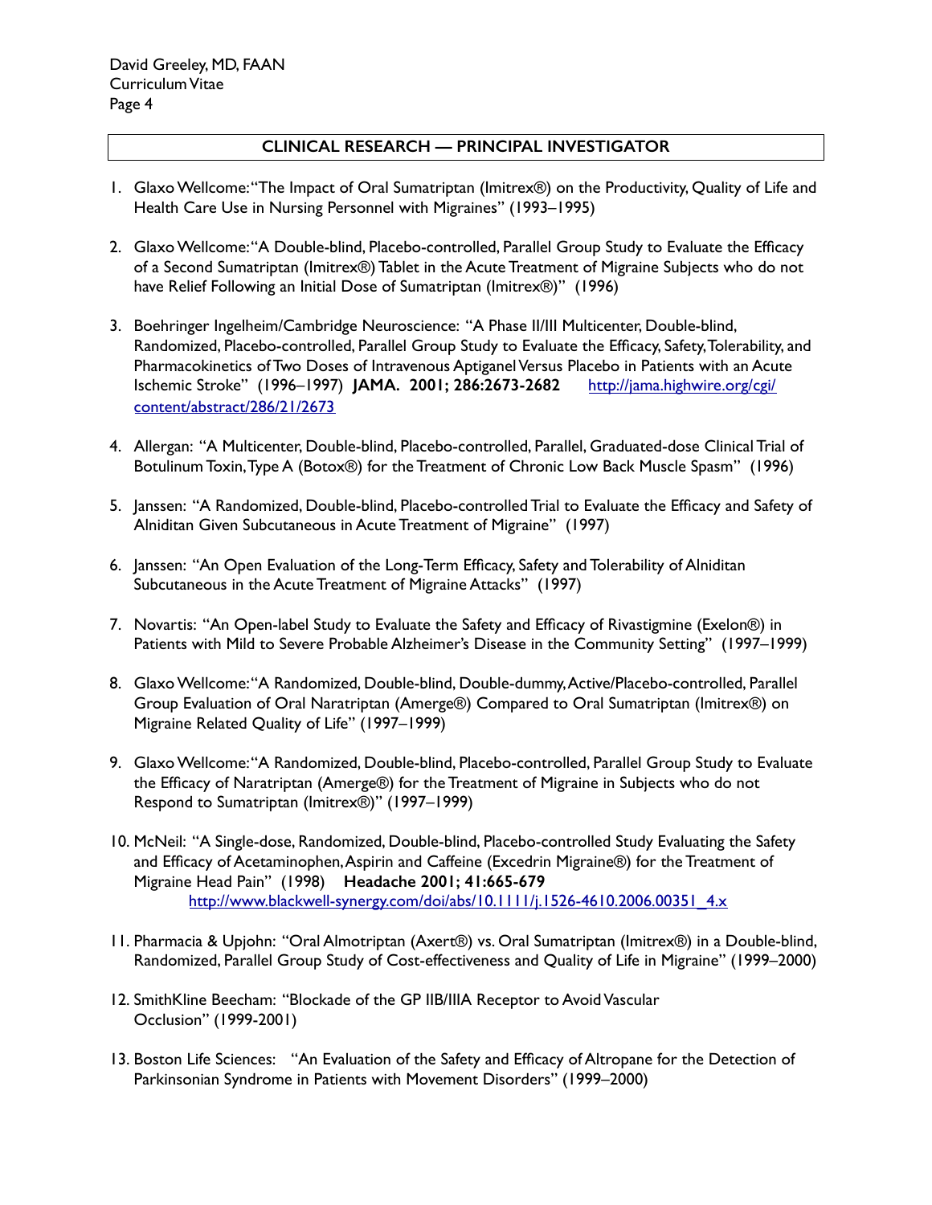## CLINICAL RESEARCH — PRINCIPAL INVESTIGATOR

1. Glaxo Wellcome: "The Impact of Oral Sumatriptan (Imitrex®) on the Productivity, Quality of Life and Health Care Use in Nursing Personnel with Migraines" (1993–1995)

2. Glaxo Wellcome: "A Double-blind, Placebo-controlled, Parallel Group Study to Evaluate the Efficacy of a Second Sumatriptan (Imitrex®) Tablet in the Acute Treatment of Migraine Subjects who do not have Relief Following an Initial Dose of Sumatriptan (Imitrex®)" (1996)

3. Boehringer Ingelheim/Cambridge Neuroscience: "A Phase II/III Multicenter, Double-blind, Randomized, Placebo-controlled, Parallel Group Study to Evaluate the Efficacy, Safety, Tolerability, and Pharmacokinetics of Two Doses of Intravenous Aptiganel Versus Placebo in Patients with an Acute Ischemic Stroke" (1996–1997) **JAMA. 2001; 286:2673-2682** [http://jama.highwire.org/cgi/content/abstract/286/21/2673](http://jama.highwire.org/cgi/content/abstract/286/21/2673)

4. Allergan: "A Multicenter, Double-blind, Placebo-controlled, Parallel, Graduated-dose Clinical Trial of Botulinum Toxin, Type A (Botox®) for the Treatment of Chronic Low Back Muscle Spasm" (1996)

5. Janssen: "A Randomized, Double-blind, Placebo-controlled Trial to Evaluate the Efficacy and Safety of Alniditan Given Subcutaneous in Acute Treatment of Migraine" (1997)

6. Janssen: "An Open Evaluation of the Long-Term Efficacy, Safety and Tolerability of Alniditan Subcutaneous in the Acute Treatment of Migraine Attacks" (1997)

7. Novartis: "An Open-label Study to Evaluate the Safety and Efficacy of Rivastigmine (Exelon®) in Patients with Mild to Severe Probable Alzheimer's Disease in the Community Setting" (1997–1999)

8. Glaxo Wellcome: "A Randomized, Double-blind, Double-dummy, Active/Placebo-controlled, Parallel Group Evaluation of Oral Naratriptan (Amerge®) Compared to Oral Sumatriptan (Imitrex®) on Migraine Related Quality of Life" (1997–1999)

9. Glaxo Wellcome: "A Randomized, Double-blind, Placebo-controlled, Parallel Group Study to Evaluate the Efficacy of Naratriptan (Amerge®) for the Treatment of Migraine in Subjects who do not Respond to Sumatriptan (Imitrex®)" (1997–1999)

10. McNeil: "A Single-dose, Randomized, Double-blind, Placebo-controlled Study Evaluating the Safety and Efficacy of Acetaminophen, Aspirin and Caffeine (Excedrin Migraine®) for the Treatment of Migraine Head Pain" (1998) **Headache 2001; 41:665-679** [http://www.blackwell-synergy.com/doi/abs/10.1111/j.1526-4610.2006.00351_4.x](http://www.blackwell-synergy.com/doi/abs/10.1111/j.1526-4610.2006.00351_4.x)

11. Pharmacia & Upjohn: "Oral Almotriptan (Axert®) vs. Oral Sumatriptan (Imitrex®) in a Double-blind, Randomized, Parallel Group Study of Cost-effectiveness and Quality of Life in Migraine" (1999–2000)

12. SmithKline Beecham: "Blockade of the GP IIB/IIIA Receptor to Avoid Vascular Occlusion" (1999-2001)

13. Boston Life Sciences: "An Evaluation of the Safety and Efficacy of Altropane for the Detection of Parkinsonian Syndrome in Patients with Movement Disorders" (1999–2000)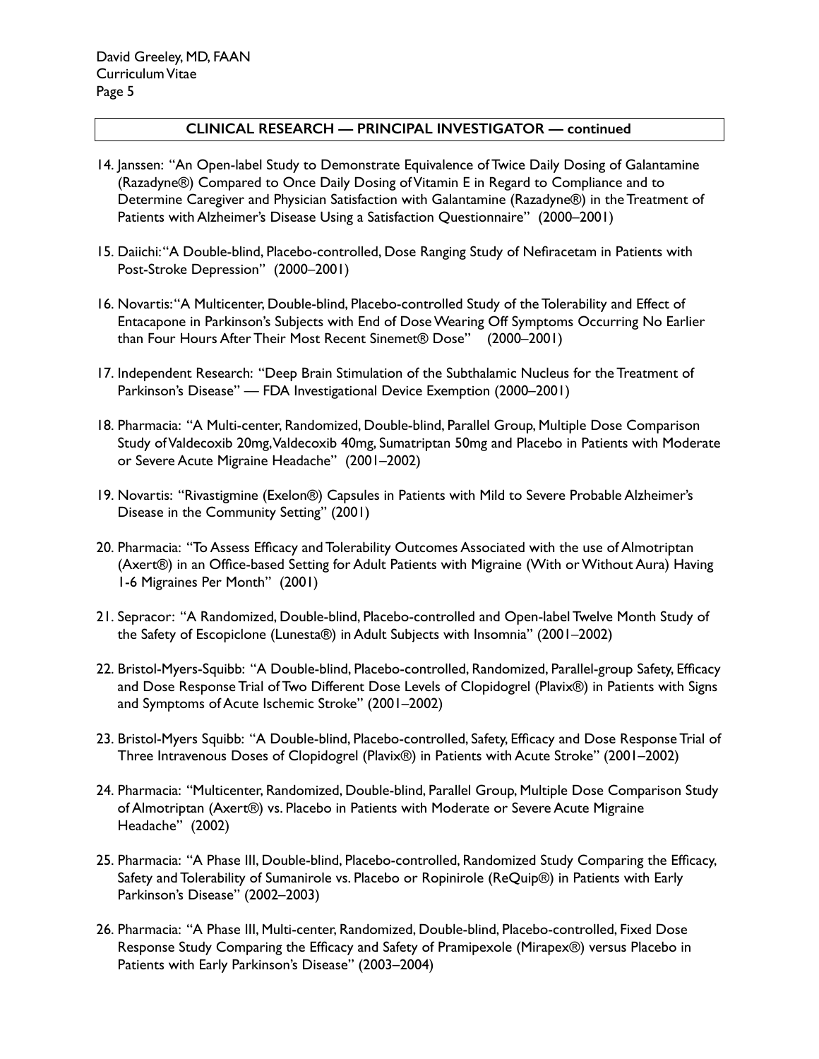## CLINICAL RESEARCH — PRINCIPAL INVESTIGATOR — continued

14. Janssen: "An Open-label Study to Demonstrate Equivalence of Twice Daily Dosing of Galantamine (Razadyne®) Compared to Once Daily Dosing of Vitamin E in Regard to Compliance and to Determine Caregiver and Physician Satisfaction with Galantamine (Razadyne®) in the Treatment of Patients with Alzheimer's Disease Using a Satisfaction Questionnaire" (2000–2001)

15. Daiichi: "A Double-blind, Placebo-controlled, Dose Ranging Study of Nefiracetam in Patients with Post-Stroke Depression" (2000–2001)

16. Novartis: "A Multicenter, Double-blind, Placebo-controlled Study of the Tolerability and Effect of Entacapone in Parkinson's Subjects with End of Dose Wearing Off Symptoms Occurring No Earlier than Four Hours After Their Most Recent Sinemet® Dose" (2000–2001)

17. Independent Research: "Deep Brain Stimulation of the Subthalamic Nucleus for the Treatment of Parkinson's Disease" — FDA Investigational Device Exemption (2000–2001)

18. Pharmacia: "A Multi-center, Randomized, Double-blind, Parallel Group, Multiple Dose Comparison Study of Valdecoxib 20mg, Valdecoxib 40mg, Sumatriptan 50mg and Placebo in Patients with Moderate or Severe Acute Migraine Headache" (2001–2002)

19. Novartis: "Rivastigmine (Exelon®) Capsules in Patients with Mild to Severe Probable Alzheimer's Disease in the Community Setting" (2001)

20. Pharmacia: "To Assess Efficacy and Tolerability Outcomes Associated with the use of Almotriptan (Axert®) in an Office-based Setting for Adult Patients with Migraine (With or Without Aura) Having 1-6 Migraines Per Month" (2001)

21. Sepracor: "A Randomized, Double-blind, Placebo-controlled and Open-label Twelve Month Study of the Safety of Escopiclone (Lunesta®) in Adult Subjects with Insomnia" (2001–2002)

22. Bristol-Myers-Squibb: "A Double-blind, Placebo-controlled, Randomized, Parallel-group Safety, Efficacy and Dose Response Trial of Two Different Dose Levels of Clopidogrel (Plavix®) in Patients with Signs and Symptoms of Acute Ischemic Stroke" (2001–2002)

23. Bristol-Myers Squibb: "A Double-blind, Placebo-controlled, Safety, Efficacy and Dose Response Trial of Three Intravenous Doses of Clopidogrel (Plavix®) in Patients with Acute Stroke" (2001–2002)

24. Pharmacia: "Multicenter, Randomized, Double-blind, Parallel Group, Multiple Dose Comparison Study of Almotriptan (Axert®) vs. Placebo in Patients with Moderate or Severe Acute Migraine Headache" (2002)

25. Pharmacia: "A Phase III, Double-blind, Placebo-controlled, Randomized Study Comparing the Efficacy, Safety and Tolerability of Sumanirole vs. Placebo or Ropinirole (ReQuip®) in Patients with Early Parkinson's Disease" (2002–2003)

26. Pharmacia: "A Phase III, Multi-center, Randomized, Double-blind, Placebo-controlled, Fixed Dose Response Study Comparing the Efficacy and Safety of Pramipexole (Mirapex®) versus Placebo in Patients with Early Parkinson's Disease" (2003–2004)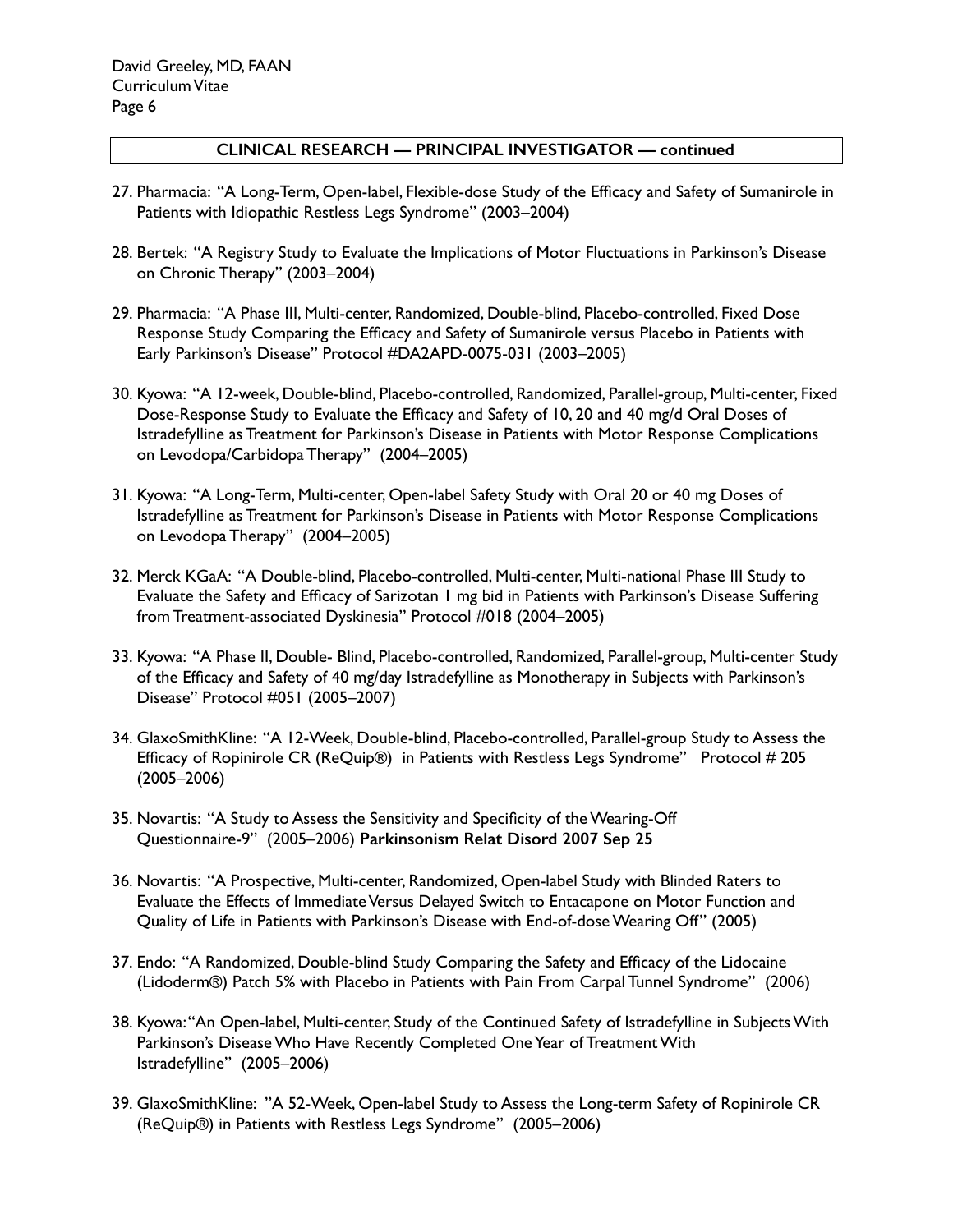## CLINICAL RESEARCH — PRINCIPAL INVESTIGATOR — continued

27. Pharmacia: "A Long-Term, Open-label, Flexible-dose Study of the Efficacy and Safety of Sumanirole in Patients with Idiopathic Restless Legs Syndrome" (2003–2004)

28. Bertek: "A Registry Study to Evaluate the Implications of Motor Fluctuations in Parkinson's Disease on Chronic Therapy" (2003–2004)

29. Pharmacia: "A Phase III, Multi-center, Randomized, Double-blind, Placebo-controlled, Fixed Dose Response Study Comparing the Efficacy and Safety of Sumanirole versus Placebo in Patients with Early Parkinson's Disease" Protocol #DA2APD-0075-031 (2003–2005)

30. Kyowa: "A 12-week, Double-blind, Placebo-controlled, Randomized, Parallel-group, Multi-center, Fixed Dose-Response Study to Evaluate the Efficacy and Safety of 10, 20 and 40 mg/d Oral Doses of Istradefylline as Treatment for Parkinson's Disease in Patients with Motor Response Complications on Levodopa/Carbidopa Therapy" (2004–2005)

31. Kyowa: "A Long-Term, Multi-center, Open-label Safety Study with Oral 20 or 40 mg Doses of Istradefylline as Treatment for Parkinson's Disease in Patients with Motor Response Complications on Levodopa Therapy" (2004–2005)

32. Merck KGaA: "A Double-blind, Placebo-controlled, Multi-center, Multi-national Phase III Study to Evaluate the Safety and Efficacy of Sarizotan 1 mg bid in Patients with Parkinson's Disease Suffering from Treatment-associated Dyskinesia" Protocol #018 (2004–2005)

33. Kyowa: "A Phase II, Double- Blind, Placebo-controlled, Randomized, Parallel-group, Multi-center Study of the Efficacy and Safety of 40 mg/day Istradefylline as Monotherapy in Subjects with Parkinson's Disease" Protocol #051 (2005–2007)

34. GlaxoSmithKline: "A 12-Week, Double-blind, Placebo-controlled, Parallel-group Study to Assess the Efficacy of Ropinirole CR (ReQuip®) in Patients with Restless Legs Syndrome" Protocol # 205 (2005–2006)

35. Novartis: "A Study to Assess the Sensitivity and Specificity of the Wearing-Off Questionnaire-9" (2005–2006) **Parkinsonism Relat Disord 2007 Sep 25**

36. Novartis: "A Prospective, Multi-center, Randomized, Open-label Study with Blinded Raters to Evaluate the Effects of Immediate Versus Delayed Switch to Entacapone on Motor Function and Quality of Life in Patients with Parkinson's Disease with End-of-dose Wearing Off" (2005)

37. Endo: "A Randomized, Double-blind Study Comparing the Safety and Efficacy of the Lidocaine (Lidoderm®) Patch 5% with Placebo in Patients with Pain From Carpal Tunnel Syndrome" (2006)

38. Kyowa: "An Open-label, Multi-center, Study of the Continued Safety of Istradefylline in Subjects With Parkinson's Disease Who Have Recently Completed One Year of Treatment With Istradefylline" (2005–2006)

39. GlaxoSmithKline: "A 52-Week, Open-label Study to Assess the Long-term Safety of Ropinirole CR (ReQuip®) in Patients with Restless Legs Syndrome" (2005–2006)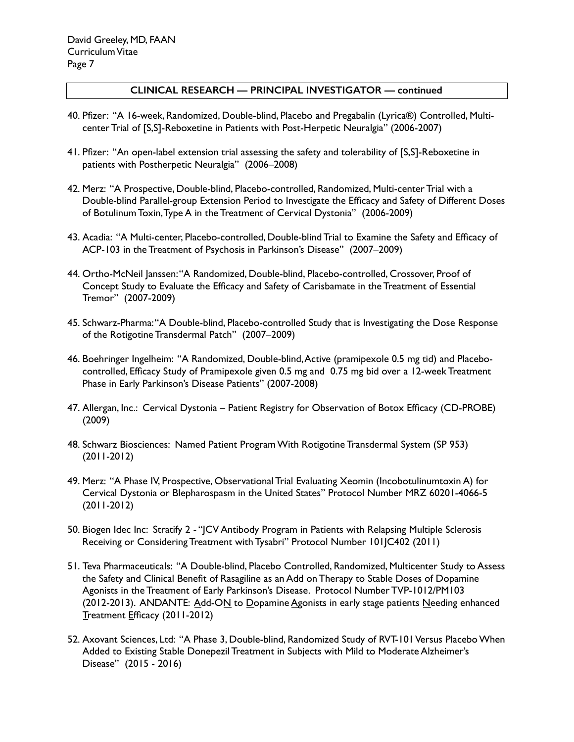## CLINICAL RESEARCH — PRINCIPAL INVESTIGATOR — continued

40. Pfizer: "A 16-week, Randomized, Double-blind, Placebo and Pregabalin (Lyrica®) Controlled, Multi-center Trial of [S,S]-Reboxetine in Patients with Post-Herpetic Neuralgia" (2006-2007)

41. Pfizer: "An open-label extension trial assessing the safety and tolerability of [S,S]-Reboxetine in patients with Postherpetic Neuralgia" (2006–2008)

42. Merz: "A Prospective, Double-blind, Placebo-controlled, Randomized, Multi-center Trial with a Double-blind Parallel-group Extension Period to Investigate the Efficacy and Safety of Different Doses of Botulinum Toxin, Type A in the Treatment of Cervical Dystonia" (2006-2009)

43. Acadia: "A Multi-center, Placebo-controlled, Double-blind Trial to Examine the Safety and Efficacy of ACP-103 in the Treatment of Psychosis in Parkinson's Disease" (2007–2009)

44. Ortho-McNeil Janssen: "A Randomized, Double-blind, Placebo-controlled, Crossover, Proof of Concept Study to Evaluate the Efficacy and Safety of Carisbamate in the Treatment of Essential Tremor" (2007-2009)

45. Schwarz-Pharma: "A Double-blind, Placebo-controlled Study that is Investigating the Dose Response of the Rotigotine Transdermal Patch" (2007–2009)

46. Boehringer Ingelheim: "A Randomized, Double-blind, Active (pramipexole 0.5 mg tid) and Placebo-controlled, Efficacy Study of Pramipexole given 0.5 mg and 0.75 mg bid over a 12-week Treatment Phase in Early Parkinson's Disease Patients" (2007-2008)

47. Allergan, Inc.: Cervical Dystonia – Patient Registry for Observation of Botox Efficacy (CD-PROBE) (2009)

48. Schwarz Biosciences: Named Patient Program With Rotigotine Transdermal System (SP 953) (2011-2012)

49. Merz: "A Phase IV, Prospective, Observational Trial Evaluating Xeomin (Incobotulinumtoxin A) for Cervical Dystonia or Blepharospasm in the United States" Protocol Number MRZ 60201-4066-5 (2011-2012)

50. Biogen Idec Inc: Stratify 2 - "JCV Antibody Program in Patients with Relapsing Multiple Sclerosis Receiving or Considering Treatment with Tysabri" Protocol Number 101JC402 (2011)

51. Teva Pharmaceuticals: "A Double-blind, Placebo Controlled, Randomized, Multicenter Study to Assess the Safety and Clinical Benefit of Rasagiline as an Add on Therapy to Stable Doses of Dopamine Agonists in the Treatment of Early Parkinson's Disease. Protocol Number TVP-1012/PM103 (2012-2013). ANDANTE: Add-ON to Dopamine Agonists in early stage patients Needing enhanced Treatment Efficacy (2011-2012)

52. Axovant Sciences, Ltd: "A Phase 3, Double-blind, Randomized Study of RVT-101 Versus Placebo When Added to Existing Stable Donepezil Treatment in Subjects with Mild to Moderate Alzheimer's Disease" (2015 - 2016)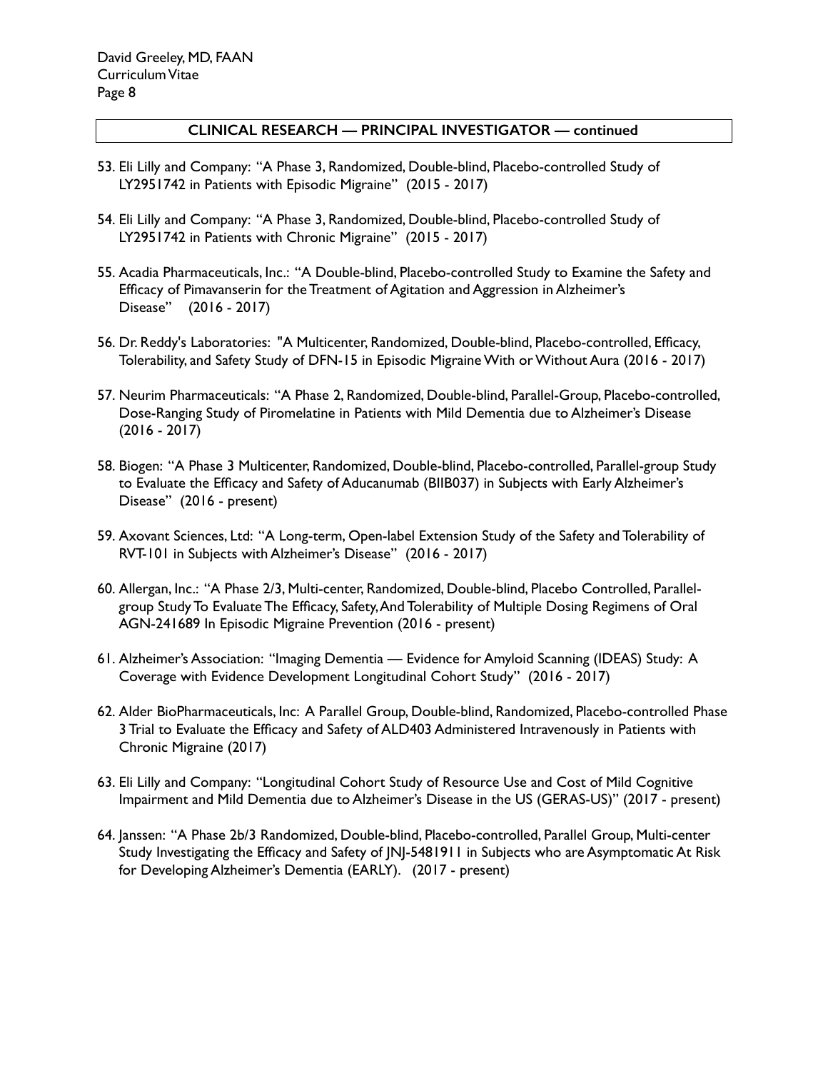## CLINICAL RESEARCH — PRINCIPAL INVESTIGATOR — continued

53. Eli Lilly and Company: "A Phase 3, Randomized, Double-blind, Placebo-controlled Study of LY2951742 in Patients with Episodic Migraine" (2015 - 2017)

54. Eli Lilly and Company: "A Phase 3, Randomized, Double-blind, Placebo-controlled Study of LY2951742 in Patients with Chronic Migraine" (2015 - 2017)

55. Acadia Pharmaceuticals, Inc.: "A Double-blind, Placebo-controlled Study to Examine the Safety and Efficacy of Pimavanserin for the Treatment of Agitation and Aggression in Alzheimer's Disease" (2016 - 2017)

56. Dr. Reddy's Laboratories: "A Multicenter, Randomized, Double-blind, Placebo-controlled, Efficacy, Tolerability, and Safety Study of DFN-15 in Episodic Migraine With or Without Aura (2016 - 2017)

57. Neurim Pharmaceuticals: "A Phase 2, Randomized, Double-blind, Parallel-Group, Placebo-controlled, Dose-Ranging Study of Piromelatine in Patients with Mild Dementia due to Alzheimer's Disease (2016 - 2017)

58. Biogen: "A Phase 3 Multicenter, Randomized, Double-blind, Placebo-controlled, Parallel-group Study to Evaluate the Efficacy and Safety of Aducanumab (BIIB037) in Subjects with Early Alzheimer's Disease" (2016 - present)

59. Axovant Sciences, Ltd: "A Long-term, Open-label Extension Study of the Safety and Tolerability of RVT-101 in Subjects with Alzheimer's Disease" (2016 - 2017)

60. Allergan, Inc.: "A Phase 2/3, Multi-center, Randomized, Double-blind, Placebo Controlled, Parallel-group Study To Evaluate The Efficacy, Safety, And Tolerability of Multiple Dosing Regimens of Oral AGN-241689 In Episodic Migraine Prevention (2016 - present)

61. Alzheimer's Association: "Imaging Dementia — Evidence for Amyloid Scanning (IDEAS) Study: A Coverage with Evidence Development Longitudinal Cohort Study" (2016 - 2017)

62. Alder BioPharmaceuticals, Inc: A Parallel Group, Double-blind, Randomized, Placebo-controlled Phase 3 Trial to Evaluate the Efficacy and Safety of ALD403 Administered Intravenously in Patients with Chronic Migraine (2017)

63. Eli Lilly and Company: "Longitudinal Cohort Study of Resource Use and Cost of Mild Cognitive Impairment and Mild Dementia due to Alzheimer's Disease in the US (GERAS-US)" (2017 - present)

64. Janssen: "A Phase 2b/3 Randomized, Double-blind, Placebo-controlled, Parallel Group, Multi-center Study Investigating the Efficacy and Safety of JNJ-5481911 in Subjects who are Asymptomatic At Risk for Developing Alzheimer's Dementia (EARLY). (2017 - present)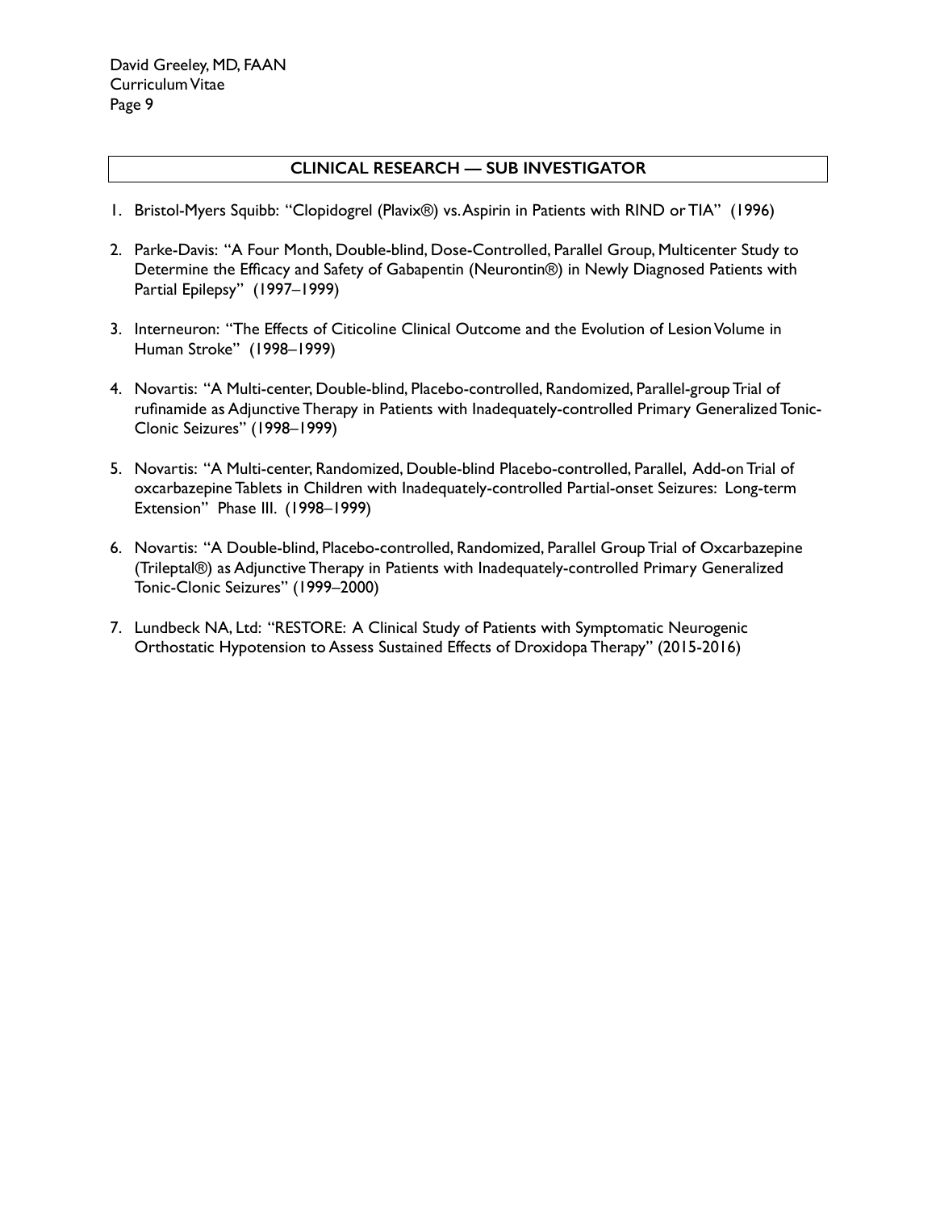## CLINICAL RESEARCH — SUB INVESTIGATOR

1. Bristol-Myers Squibb: "Clopidogrel (Plavix®) vs. Aspirin in Patients with RIND or TIA" (1996)

2. Parke-Davis: "A Four Month, Double-blind, Dose-Controlled, Parallel Group, Multicenter Study to Determine the Efficacy and Safety of Gabapentin (Neurontin®) in Newly Diagnosed Patients with Partial Epilepsy" (1997–1999)

3. Interneuron: "The Effects of Citicoline Clinical Outcome and the Evolution of Lesion Volume in Human Stroke" (1998–1999)

4. Novartis: "A Multi-center, Double-blind, Placebo-controlled, Randomized, Parallel-group Trial of rufinamide as Adjunctive Therapy in Patients with Inadequately-controlled Primary Generalized Tonic-Clonic Seizures" (1998–1999)

5. Novartis: "A Multi-center, Randomized, Double-blind Placebo-controlled, Parallel, Add-on Trial of oxcarbazepine Tablets in Children with Inadequately-controlled Partial-onset Seizures: Long-term Extension" Phase III. (1998–1999)

6. Novartis: "A Double-blind, Placebo-controlled, Randomized, Parallel Group Trial of Oxcarbazepine (Trileptal®) as Adjunctive Therapy in Patients with Inadequately-controlled Primary Generalized Tonic-Clonic Seizures" (1999–2000)

7. Lundbeck NA, Ltd: "RESTORE: A Clinical Study of Patients with Symptomatic Neurogenic Orthostatic Hypotension to Assess Sustained Effects of Droxidopa Therapy" (2015-2016)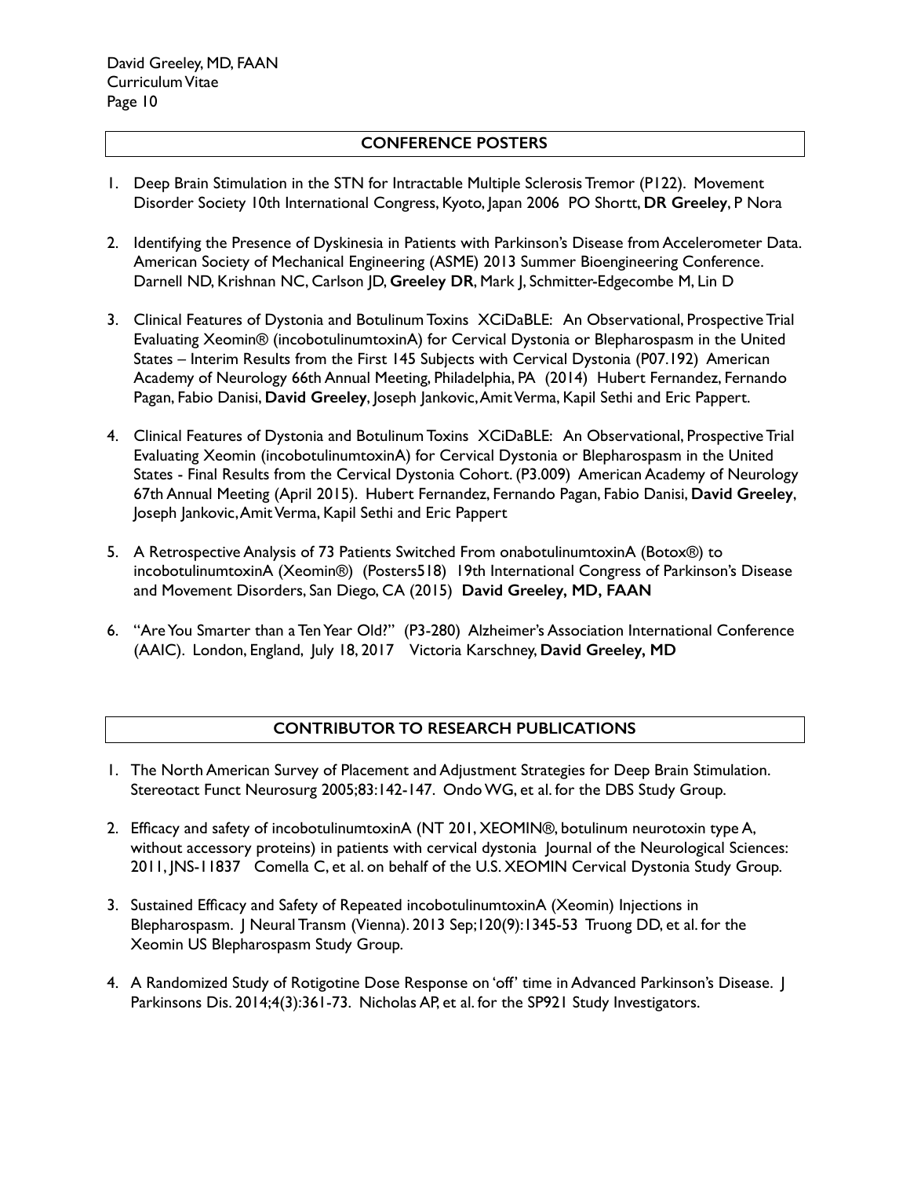## CONFERENCE POSTERS

1. Deep Brain Stimulation in the STN for Intractable Multiple Sclerosis Tremor (P122). Movement Disorder Society 10th International Congress, Kyoto, Japan 2006 PO Shortt, **DR Greeley**, P Nora

2. Identifying the Presence of Dyskinesia in Patients with Parkinson's Disease from Accelerometer Data. American Society of Mechanical Engineering (ASME) 2013 Summer Bioengineering Conference. Darnell ND, Krishnan NC, Carlson JD, **Greeley DR**, Mark J, Schmitter-Edgecombe M, Lin D

3. Clinical Features of Dystonia and Botulinum Toxins XCiDaBLE: An Observational, Prospective Trial Evaluating Xeomin® (incobotulinumtoxinA) for Cervical Dystonia or Blepharospasm in the United States – Interim Results from the First 145 Subjects with Cervical Dystonia (P07.192) American Academy of Neurology 66th Annual Meeting, Philadelphia, PA (2014) Hubert Fernandez, Fernando Pagan, Fabio Danisi, **David Greeley**, Joseph Jankovic, Amit Verma, Kapil Sethi and Eric Pappert.

4. Clinical Features of Dystonia and Botulinum Toxins XCiDaBLE: An Observational, Prospective Trial Evaluating Xeomin (incobotulinumtoxinA) for Cervical Dystonia or Blepharospasm in the United States - Final Results from the Cervical Dystonia Cohort. (P3.009) American Academy of Neurology 67th Annual Meeting (April 2015). Hubert Fernandez, Fernando Pagan, Fabio Danisi, **David Greeley**, Joseph Jankovic, Amit Verma, Kapil Sethi and Eric Pappert

5. A Retrospective Analysis of 73 Patients Switched From onabotulinumtoxinA (Botox®) to incobotulinumtoxinA (Xeomin®) (Posters518) 19th International Congress of Parkinson's Disease and Movement Disorders, San Diego, CA (2015) **David Greeley, MD, FAAN**

6. "Are You Smarter than a Ten Year Old?" (P3-280) Alzheimer's Association International Conference (AAIC). London, England, July 18, 2017 Victoria Karschney, **David Greeley, MD**

## CONTRIBUTOR TO RESEARCH PUBLICATIONS

1. The North American Survey of Placement and Adjustment Strategies for Deep Brain Stimulation. Stereotact Funct Neurosurg 2005;83:142-147. Ondo WG, et al. for the DBS Study Group.

2. Efficacy and safety of incobotulinumtoxinA (NT 201, XEOMIN®, botulinum neurotoxin type A, without accessory proteins) in patients with cervical dystonia Journal of the Neurological Sciences: 2011, JNS-11837 Comella C, et al. on behalf of the U.S. XEOMIN Cervical Dystonia Study Group.

3. Sustained Efficacy and Safety of Repeated incobotulinumtoxinA (Xeomin) Injections in Blepharospasm. J Neural Transm (Vienna). 2013 Sep;120(9):1345-53 Truong DD, et al. for the Xeomin US Blepharospasm Study Group.

4. A Randomized Study of Rotigotine Dose Response on 'off' time in Advanced Parkinson's Disease. J Parkinsons Dis. 2014;4(3):361-73. Nicholas AP, et al. for the SP921 Study Investigators.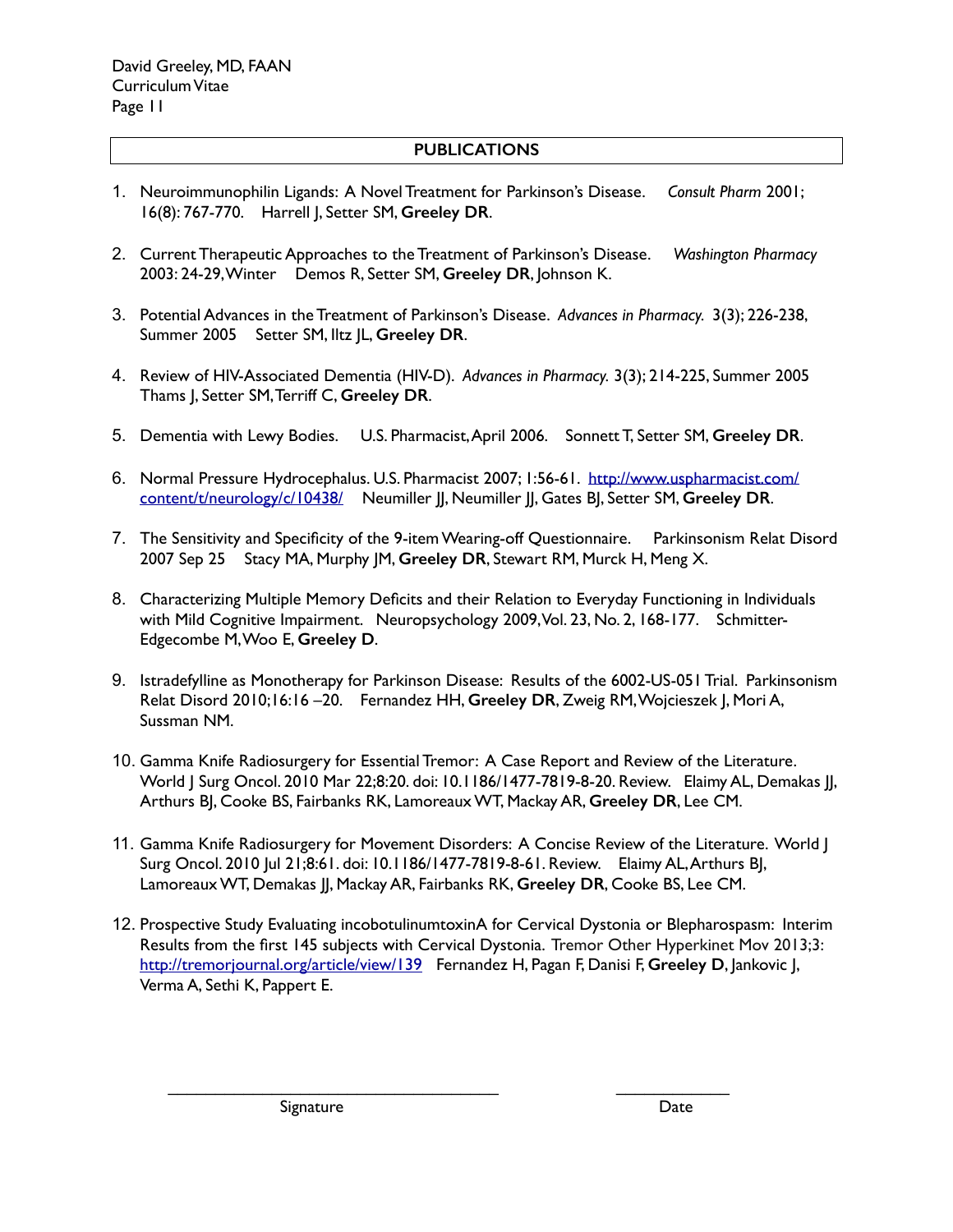## PUBLICATIONS

1. Neuroimmunophilin Ligands: A Novel Treatment for Parkinson's Disease. *Consult Pharm* 2001; 16(8): 767-770. Harrell J, Setter SM, **Greeley DR**.

2. Current Therapeutic Approaches to the Treatment of Parkinson's Disease. *Washington Pharmacy* 2003: 24-29, Winter Demos R, Setter SM, **Greeley DR**, Johnson K.

3. Potential Advances in the Treatment of Parkinson's Disease. *Advances in Pharmacy.* 3(3); 226-238, Summer 2005 Setter SM, Iltz JL, **Greeley DR**.

4. Review of HIV-Associated Dementia (HIV-D). *Advances in Pharmacy.* 3(3); 214-225, Summer 2005 Thams J, Setter SM, Terriff C, **Greeley DR**.

5. Dementia with Lewy Bodies. U.S. Pharmacist, April 2006. Sonnett T, Setter SM, **Greeley DR**.

6. Normal Pressure Hydrocephalus. U.S. Pharmacist 2007; 1:56-61. [http://www.uspharmacist.com/content/t/neurology/c/10438/](http://www.uspharmacist.com/content/t/neurology/c/10438/) Neumiller JJ, Neumiller JJ, Gates BJ, Setter SM, **Greeley DR**.

7. The Sensitivity and Specificity of the 9-item Wearing-off Questionnaire. Parkinsonism Relat Disord 2007 Sep 25 Stacy MA, Murphy JM, **Greeley DR**, Stewart RM, Murck H, Meng X.

8. Characterizing Multiple Memory Deficits and their Relation to Everyday Functioning in Individuals with Mild Cognitive Impairment. Neuropsychology 2009, Vol. 23, No. 2, 168-177. Schmitter-Edgecombe M, Woo E, **Greeley D**.

9. Istradefylline as Monotherapy for Parkinson Disease: Results of the 6002-US-051 Trial. Parkinsonism Relat Disord 2010;16:16 –20. Fernandez HH, **Greeley DR**, Zweig RM, Wojcieszek J, Mori A, Sussman NM.

10. Gamma Knife Radiosurgery for Essential Tremor: A Case Report and Review of the Literature. World J Surg Oncol. 2010 Mar 22;8:20. doi: 10.1186/1477-7819-8-20. Review. Elaimy AL, Demakas JJ, Arthurs BJ, Cooke BS, Fairbanks RK, Lamoreaux WT, Mackay AR, **Greeley DR**, Lee CM.

11. Gamma Knife Radiosurgery for Movement Disorders: A Concise Review of the Literature. World J Surg Oncol. 2010 Jul 21;8:61. doi: 10.1186/1477-7819-8-61. Review. Elaimy AL, Arthurs BJ, Lamoreaux WT, Demakas JJ, Mackay AR, Fairbanks RK, **Greeley DR**, Cooke BS, Lee CM.

12. Prospective Study Evaluating incobotulinumtoxinA for Cervical Dystonia or Blepharospasm: Interim Results from the first 145 subjects with Cervical Dystonia. Tremor Other Hyperkinet Mov 2013;3: [http://tremorjournal.org/article/view/139](http://tremorjournal.org/article/view/139) Fernandez H, Pagan F, Danisi F, **Greeley D**, Jankovic J, Verma A, Sethi K, Pappert E.

Signature _______________ Date _______________